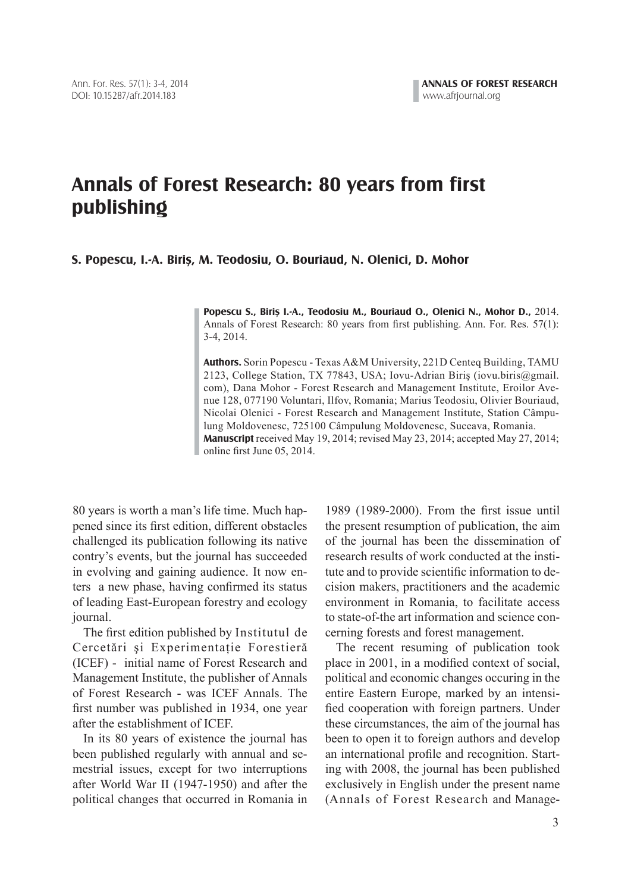# Annals of Forest Research: 80 years from first publishing

**S. Popescu, I.-A. Biriș, M. Teodosiu, O. Bouriaud, N. Olenici, D. Mohor**

**Popescu S., Biriș I.-A., Teodosiu M., Bouriaud O., Olenici N., Mohor D.,** 2014. Annals of Forest Research: 80 years from first publishing. Ann. For. Res. 57(1): 3-4, 2014.

**Authors.** Sorin Popescu - Texas A&M University, 221D Centeq Building, TAMU 2123, College Station, TX 77843, USA; Iovu-Adrian Biriş (iovu.biris@gmail.com), Dana Mohor - Forest Research and Management Institute, Eroilor Avenue 128, 077190 Voluntari, Ilfov, Romania; Marius Teodosiu, Olivier Bouriaud, Nicolai Olenici - Forest Research and Management Institute, Station Câmpulung Moldovenesc, 725100 Câmpulung Moldovenesc, Suceava, Romania.
**Manuscript** received May 19, 2014; revised May 23, 2014; accepted May 27, 2014; online first June 05, 2014.

80 years is worth a man's life time. Much happened since its first edition, different obstacles challenged its publication following its native contry's events, but the journal has succeeded in evolving and gaining audience. It now enters a new phase, having confirmed its status of leading East-European forestry and ecology journal.

The first edition published by Institutul de Cercetări şi Experimentaţie Forestieră (ICEF) - initial name of Forest Research and Management Institute, the publisher of Annals of Forest Research - was ICEF Annals. The first number was published in 1934, one year after the establishment of ICEF.

In its 80 years of existence the journal has been published regularly with annual and semestrial issues, except for two interruptions after World War II (1947-1950) and after the political changes that occurred in Romania in 1989 (1989-2000). From the first issue until the present resumption of publication, the aim of the journal has been the dissemination of research results of work conducted at the institute and to provide scientific information to decision makers, practitioners and the academic environment in Romania, to facilitate access to state-of-the art information and science concerning forests and forest management.

The recent resuming of publication took place in 2001, in a modified context of social, political and economic changes occuring in the entire Eastern Europe, marked by an intensified cooperation with foreign partners. Under these circumstances, the aim of the journal has been to open it to foreign authors and develop an international profile and recognition. Starting with 2008, the journal has been published exclusively in English under the present name (Annals of Forest Research and Manage-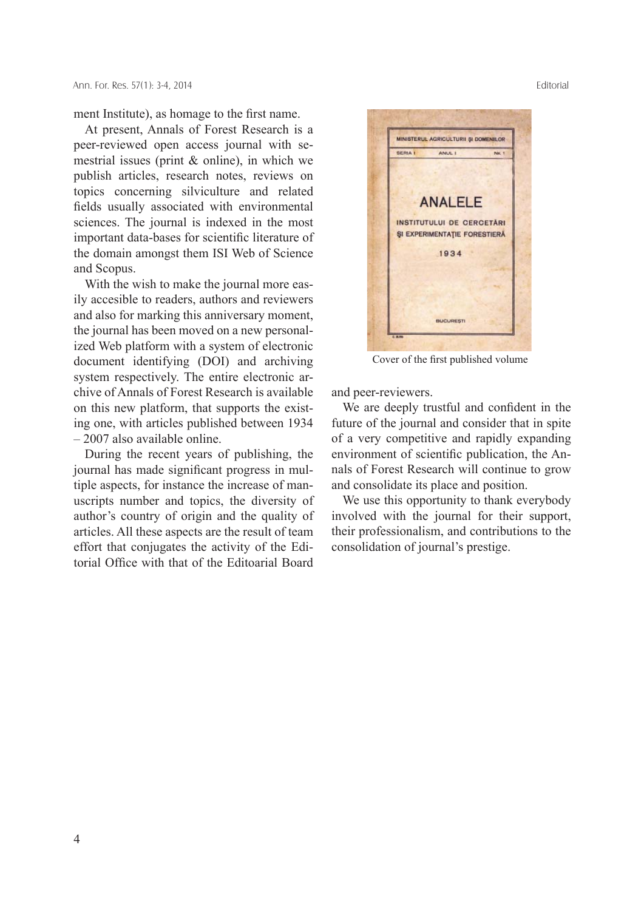ment Institute), as homage to the first name.

At present, Annals of Forest Research is a peer-reviewed open access journal with semestrial issues (print & online), in which we publish articles, research notes, reviews on topics concerning silviculture and related fields usually associated with environmental sciences. The journal is indexed in the most important data-bases for scientific literature of the domain amongst them ISI Web of Science and Scopus.

With the wish to make the journal more easily accesible to readers, authors and reviewers and also for marking this anniversary moment, the journal has been moved on a new personalized Web platform with a system of electronic document identifying (DOI) and archiving system respectively. The entire electronic archive of Annals of Forest Research is available on this new platform, that supports the existing one, with articles published between 1934 – 2007 also available online.

During the recent years of publishing, the journal has made significant progress in multiple aspects, for instance the increase of manuscripts number and topics, the diversity of author's country of origin and the quality of articles. All these aspects are the result of team effort that conjugates the activity of the Editorial Office with that of the Editoarial Board and peer-reviewers.

Cover of the first published volume

We are deeply trustful and confident in the future of the journal and consider that in spite of a very competitive and rapidly expanding environment of scientific publication, the Annals of Forest Research will continue to grow and consolidate its place and position.

We use this opportunity to thank everybody involved with the journal for their support, their professionalism, and contributions to the consolidation of journal's prestige.